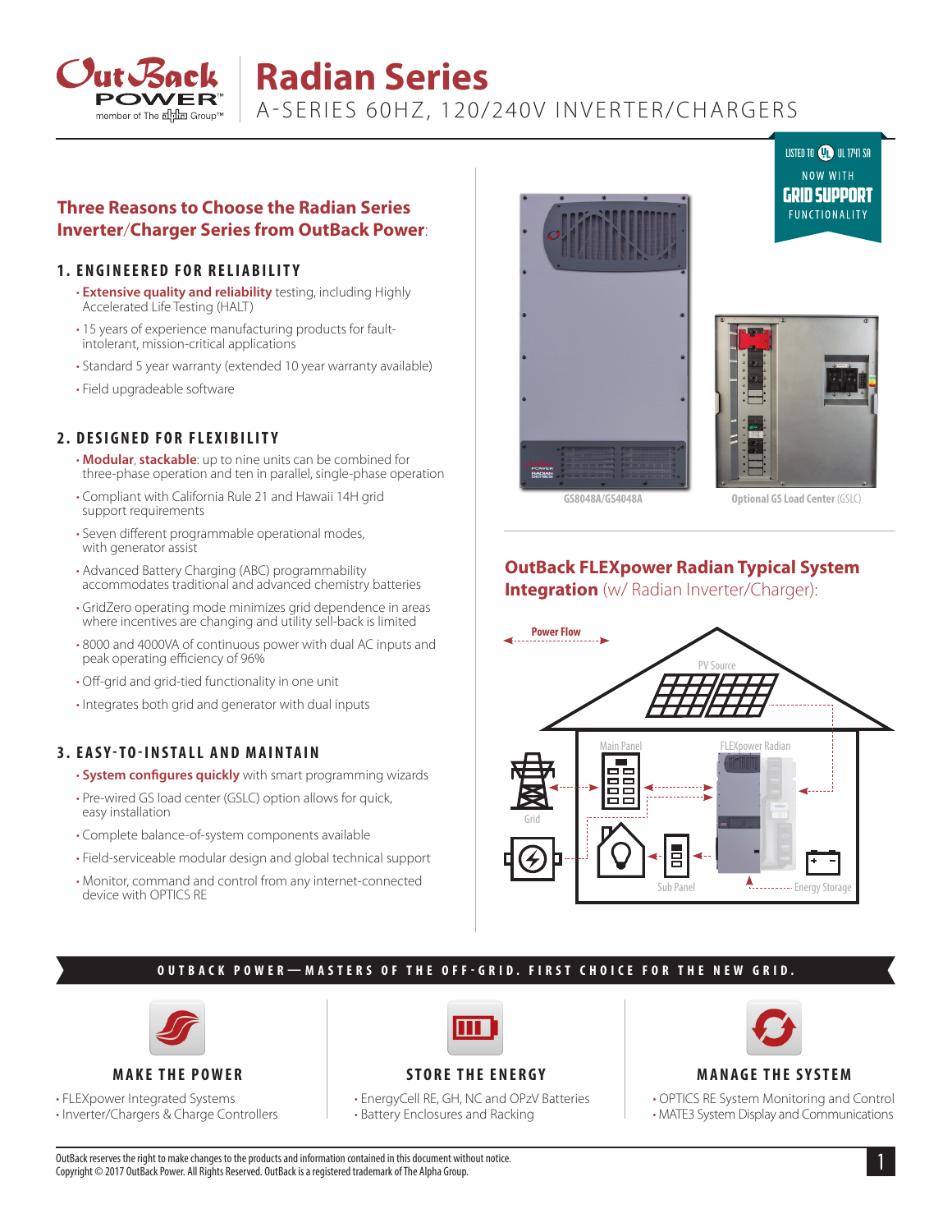# Radian Series

A-SERIES 60HZ, 120/240V INVERTER/CHARGERS

LISTED TO UL 1741 SA

NOW WITH **GRID SUPPORT** FUNCTIONALITY

## Three Reasons to Choose the Radian Series Inverter/Charger Series from OutBack Power:

### 1. ENGINEERED FOR RELIABILITY

- **Extensive quality and reliability** testing, including Highly Accelerated Life Testing (HALT)
- 15 years of experience manufacturing products for fault-intolerant, mission-critical applications
- Standard 5 year warranty (extended 10 year warranty available)
- Field upgradeable software

### 2. DESIGNED FOR FLEXIBILITY

- **Modular**, **stackable**: up to nine units can be combined for three-phase operation and ten in parallel, single-phase operation
- Compliant with California Rule 21 and Hawaii 14H grid support requirements
- Seven different programmable operational modes, with generator assist
- Advanced Battery Charging (ABC) programmability accommodates traditional and advanced chemistry batteries
- GridZero operating mode minimizes grid dependence in areas where incentives are changing and utility sell-back is limited
- 8000 and 4000VA of continuous power with dual AC inputs and peak operating efficiency of 96%
- Off-grid and grid-tied functionality in one unit
- Integrates both grid and generator with dual inputs

### 3. EASY-TO-INSTALL AND MAINTAIN

- **System configures quickly** with smart programming wizards
- Pre-wired GS load center (GSLC) option allows for quick, easy installation
- Complete balance-of-system components available
- Field-serviceable modular design and global technical support
- Monitor, command and control from any internet-connected device with OPTICS RE

GS8048A/GS4048A

Optional GS Load Center (GSLC)

## OutBack FLEXpower Radian Typical System Integration (w/ Radian Inverter/Charger):

Power Flow

PV Source

Main Panel

FLEXpower Radian

Grid

Sub Panel

Energy Storage

**OUTBACK POWER—MASTERS OF THE OFF-GRID. FIRST CHOICE FOR THE NEW GRID.**

### MAKE THE POWER

- FLEXpower Integrated Systems
- Inverter/Chargers & Charge Controllers

### STORE THE ENERGY

- EnergyCell RE, GH, NC and OPzV Batteries
- Battery Enclosures and Racking

### MANAGE THE SYSTEM

- OPTICS RE System Monitoring and Control
- MATE3 System Display and Communications

OutBack reserves the right to make changes to the products and information contained in this document without notice.
Copyright © 2017 OutBack Power. All Rights Reserved. OutBack is a registered trademark of The Alpha Group.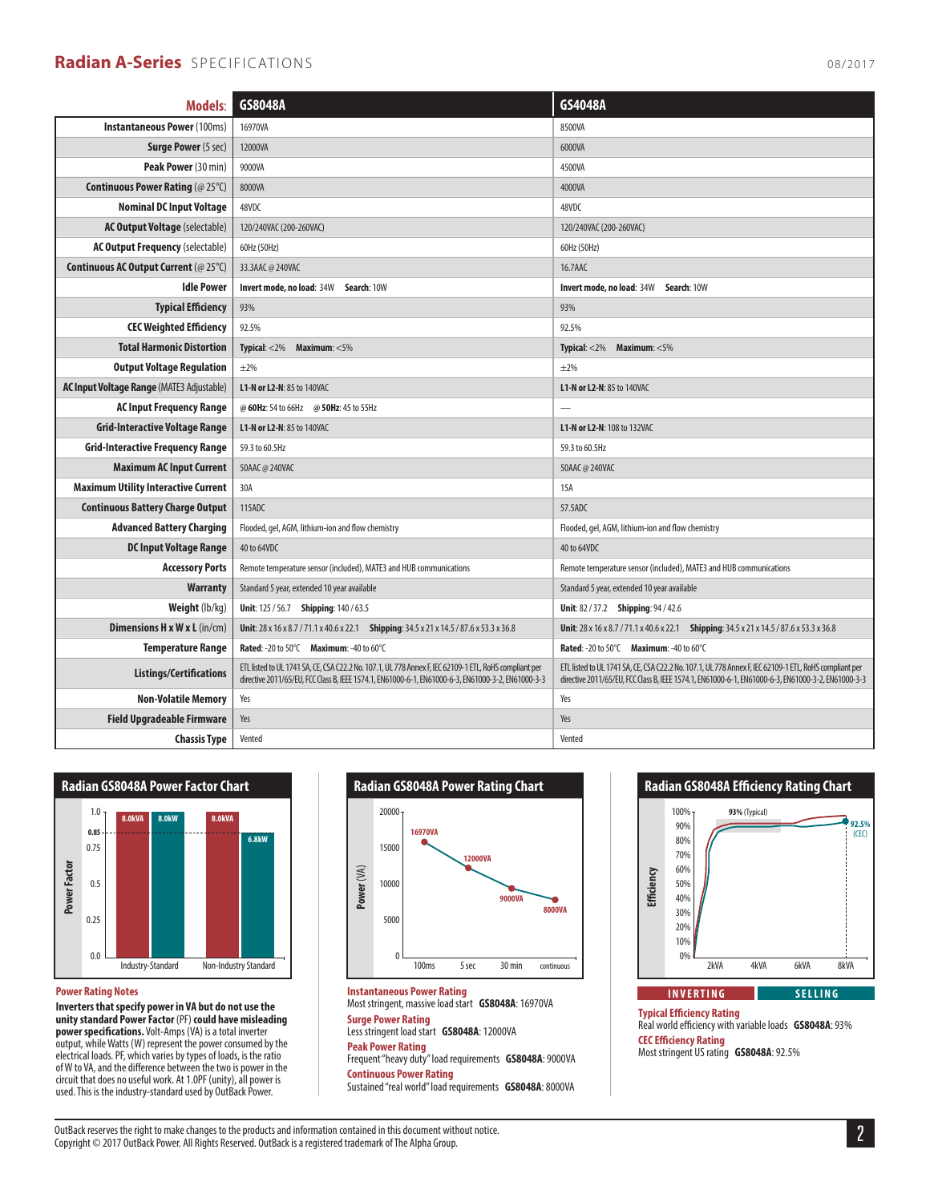# Radian A-Series SPECIFICATIONS

08/2017

| Models: | GS8048A | GS4048A |
|---|---|---|
| **Instantaneous Power** (100ms) | 16970VA | 8500VA |
| **Surge Power** (5 sec) | 12000VA | 6000VA |
| **Peak Power** (30 min) | 9000VA | 4500VA |
| **Continuous Power Rating** (@ 25°C) | 8000VA | 4000VA |
| **Nominal DC Input Voltage** | 48VDC | 48VDC |
| **AC Output Voltage** (selectable) | 120/240VAC (200-260VAC) | 120/240VAC (200-260VAC) |
| **AC Output Frequency** (selectable) | 60Hz (50Hz) | 60Hz (50Hz) |
| **Continuous AC Output Current** (@ 25°C) | 33.3AAC @ 240VAC | 16.7AAC |
| **Idle Power** | **Invert mode, no load**: 34W **Search**: 10W | **Invert mode, no load**: 34W **Search**: 10W |
| **Typical Efficiency** | 93% | 93% |
| **CEC Weighted Efficiency** | 92.5% | 92.5% |
| **Total Harmonic Distortion** | **Typical**: <2% **Maximum**: <5% | **Typical**: <2% **Maximum**: <5% |
| **Output Voltage Regulation** | ±2% | ±2% |
| **AC Input Voltage Range** (MATE3 Adjustable) | **L1-N or L2-N**: 85 to 140VAC | **L1-N or L2-N**: 85 to 140VAC |
| **AC Input Frequency Range** | @ **60Hz**: 54 to 66Hz @ **50Hz**: 45 to 55Hz | — |
| **Grid-Interactive Voltage Range** | **L1-N or L2-N**: 85 to 140VAC | **L1-N or L2-N**: 108 to 132VAC |
| **Grid-Interactive Frequency Range** | 59.3 to 60.5Hz | 59.3 to 60.5Hz |
| **Maximum AC Input Current** | 50AAC @ 240VAC | 50AAC @ 240VAC |
| **Maximum Utility Interactive Current** | 30A | 15A |
| **Continuous Battery Charge Output** | 115ADC | 57.5ADC |
| **Advanced Battery Charging** | Flooded, gel, AGM, lithium-ion and flow chemistry | Flooded, gel, AGM, lithium-ion and flow chemistry |
| **DC Input Voltage Range** | 40 to 64VDC | 40 to 64VDC |
| **Accessory Ports** | Remote temperature sensor (included), MATE3 and HUB communications | Remote temperature sensor (included), MATE3 and HUB communications |
| **Warranty** | Standard 5 year, extended 10 year available | Standard 5 year, extended 10 year available |
| **Weight** (lb/kg) | **Unit**: 125 / 56.7 **Shipping**: 140 / 63.5 | **Unit**: 82 / 37.2 **Shipping**: 94 / 42.6 |
| **Dimensions H x W x L** (in/cm) | **Unit**: 28 x 16 x 8.7 / 71.1 x 40.6 x 22.1 **Shipping**: 34.5 x 21 x 14.5 / 87.6 x 53.3 x 36.8 | **Unit**: 28 x 16 x 8.7 / 71.1 x 40.6 x 22.1 **Shipping**: 34.5 x 21 x 14.5 / 87.6 x 53.3 x 36.8 |
| **Temperature Range** | **Rated**: -20 to 50°C **Maximum**: -40 to 60°C | **Rated**: -20 to 50°C **Maximum**: -40 to 60°C |
| **Listings/Certifications** | ETL listed to UL 1741 SA, CE, CSA C22.2 No. 107.1, UL 778 Annex F, IEC 62109-1 ETL, RoHS compliant per directive 2011/65/EU, FCC Class B, IEEE 1574.1, EN61000-6-1, EN61000-6-3, EN61000-3-2, EN61000-3-3 | ETL listed to UL 1741 SA, CE, CSA C22.2 No. 107.1, UL 778 Annex F, IEC 62109-1 ETL, RoHS compliant per directive 2011/65/EU, FCC Class B, IEEE 1574.1, EN61000-6-1, EN61000-6-3, EN61000-3-2, EN61000-3-3 |
| **Non-Volatile Memory** | Yes | Yes |
| **Field Upgradeable Firmware** | Yes | Yes |
| **Chassis Type** | Vented | Vented |

## Radian GS8048A Power Factor Chart

Power Factor
1.0
0.85
0.75
0.5
0.25
0.0
8.0kVA 8.0kW 8.0kVA 6.8kW
Industry-Standard
Non-Industry Standard

### Power Rating Notes

**Inverters that specify power in VA but do not use the unity standard Power Factor** (PF) **could have misleading power specifications.** Volt-Amps (VA) is a total inverter output, while Watts (W) represent the power consumed by the electrical loads. PF, which varies by types of loads, is the ratio of W to VA, and the difference between the two is power in the circuit that does no useful work. At 1.0PF (unity), all power is used. This is the industry-standard used by OutBack Power.

## Radian GS8048A Power Rating Chart

Power (VA)
20000
15000
10000
5000
0
16970VA
12000VA
9000VA
8000VA
100ms
5 sec
30 min
continuous

**Instantaneous Power Rating**
Most stringent, massive load start **GS8048A**: 16970VA

**Surge Power Rating**
Less stringent load start **GS8048A**: 12000VA

**Peak Power Rating**
Frequent "heavy duty" load requirements **GS8048A**: 9000VA

**Continuous Power Rating**
Sustained "real world" load requirements **GS8048A**: 8000VA

## Radian GS8048A Efficiency Rating Chart

Efficiency
100%
90%
80%
70%
60%
50%
40%
30%
20%
10%
0%
93% (Typical)
92.5% (CEC)
2kVA
4kVA
6kVA
8kVA
INVERTING
SELLING

**Typical Efficiency Rating**
Real world efficiency with variable loads **GS8048A**: 93%

**CEC Efficiency Rating**
Most stringent US rating **GS8048A**: 92.5%

OutBack reserves the right to make changes to the products and information contained in this document without notice.
Copyright © 2017 OutBack Power. All Rights Reserved. OutBack is a registered trademark of The Alpha Group.